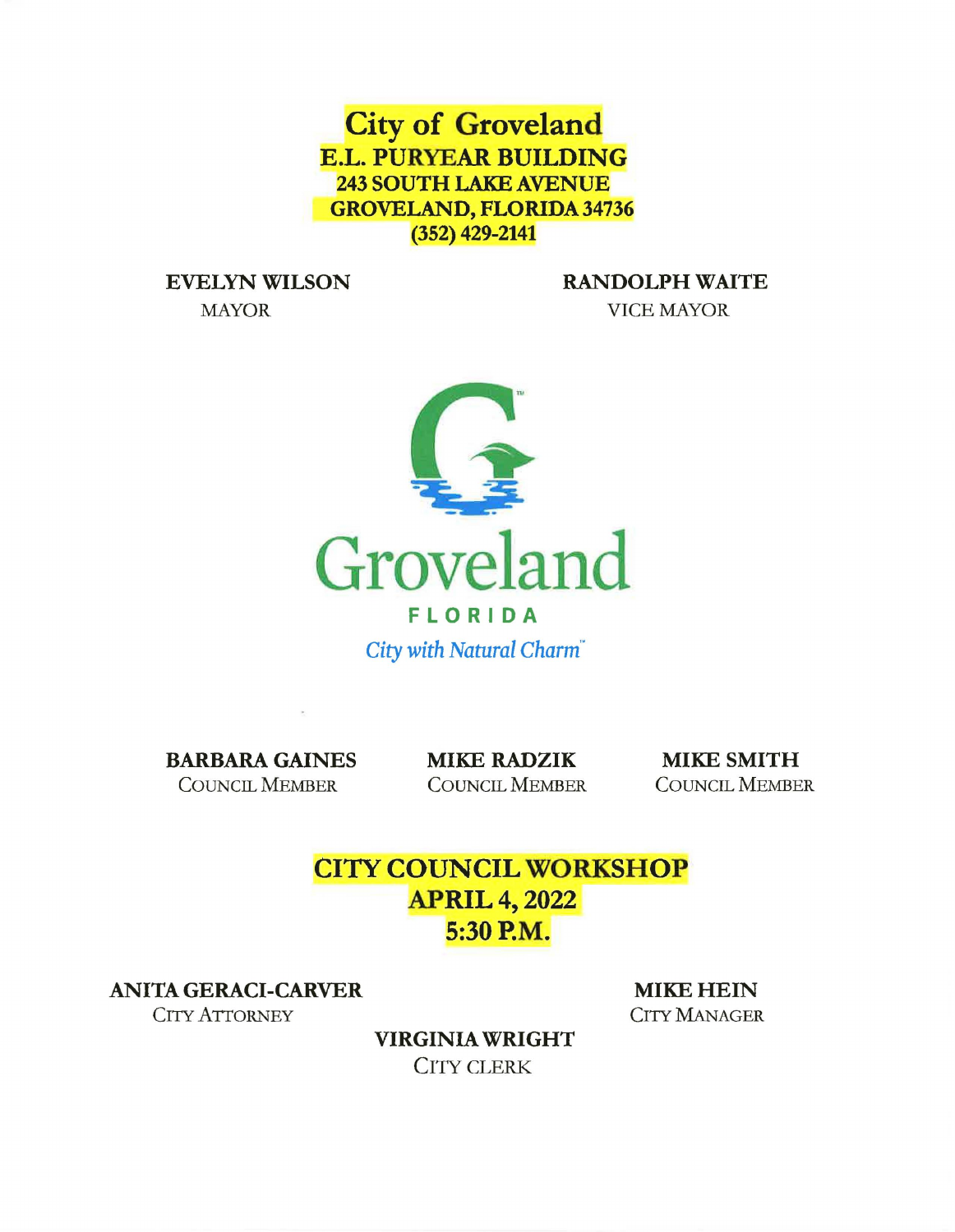# City of Groveland

**E.L. PURYEAR BUILDING**
**243 SOUTH LAKE AVENUE**
**GROVELAND, FLORIDA 34736**
**(352) 429-2141**

**EVELYN WILSON**
MAYOR

**RANDOLPH WAITE**
VICE MAYOR

Groveland
FLORIDA
*City with Natural Charm*

**BARBARA GAINES**
COUNCIL MEMBER

**MIKE RADZIK**
COUNCIL MEMBER

**MIKE SMITH**
COUNCIL MEMBER

## CITY COUNCIL WORKSHOP
## APRIL 4, 2022
## 5:30 P.M.

**ANITA GERACI-CARVER**
CITY ATTORNEY

**MIKE HEIN**
CITY MANAGER

**VIRGINIA WRIGHT**
CITY CLERK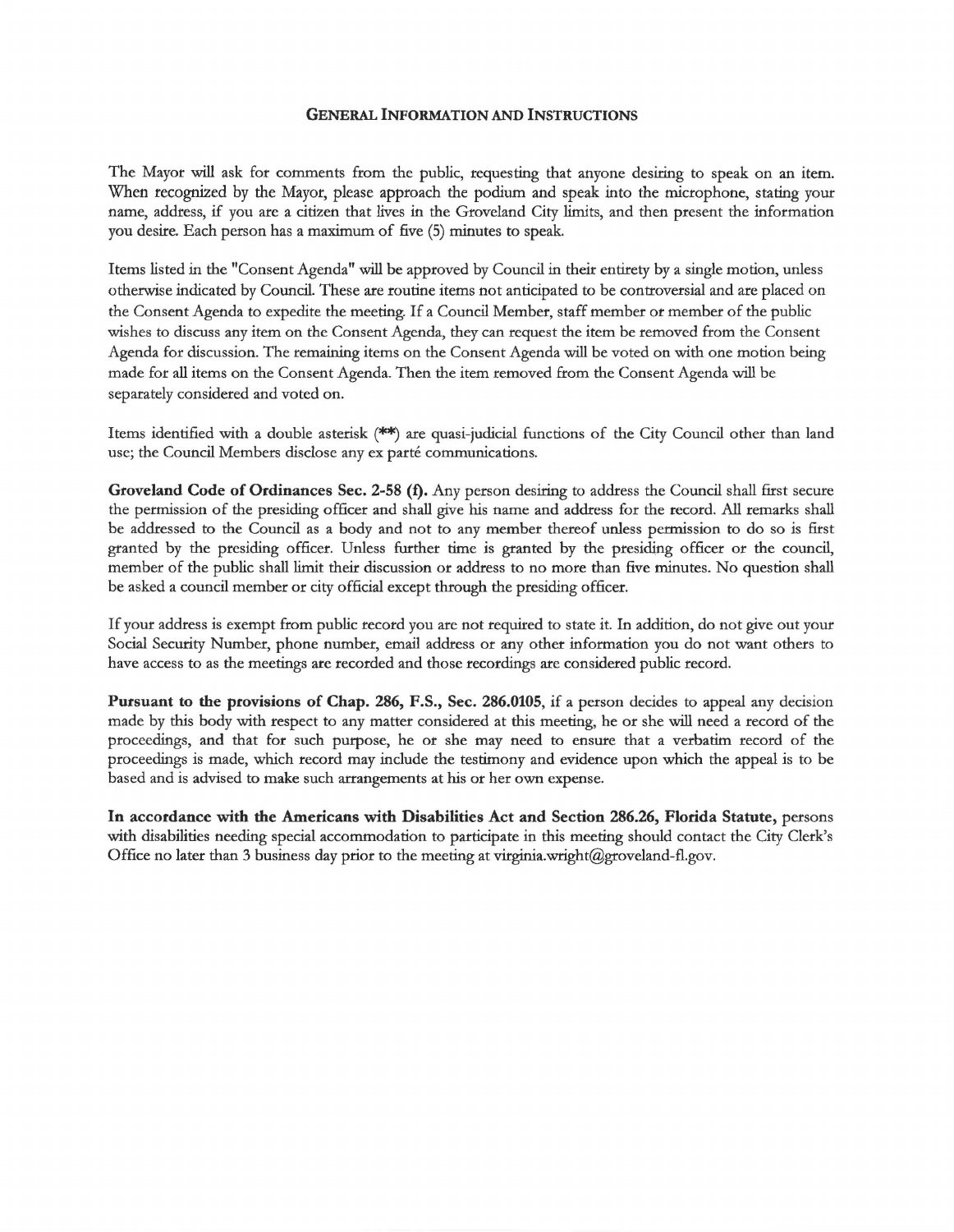## GENERAL INFORMATION AND INSTRUCTIONS

The Mayor will ask for comments from the public, requesting that anyone desiring to speak on an item. When recognized by the Mayor, please approach the podium and speak into the microphone, stating your name, address, if you are a citizen that lives in the Groveland City limits, and then present the information you desire. Each person has a maximum of five (5) minutes to speak.

Items listed in the "Consent Agenda" will be approved by Council in their entirety by a single motion, unless otherwise indicated by Council. These are routine items not anticipated to be controversial and are placed on the Consent Agenda to expedite the meeting. If a Council Member, staff member or member of the public wishes to discuss any item on the Consent Agenda, they can request the item be removed from the Consent Agenda for discussion. The remaining items on the Consent Agenda will be voted on with one motion being made for all items on the Consent Agenda. Then the item removed from the Consent Agenda will be separately considered and voted on.

Items identified with a double asterisk (**) are quasi-judicial functions of the City Council other than land use; the Council Members disclose any ex parté communications.

**Groveland Code of Ordinances Sec. 2-58 (f).** Any person desiring to address the Council shall first secure the permission of the presiding officer and shall give his name and address for the record. All remarks shall be addressed to the Council as a body and not to any member thereof unless permission to do so is first granted by the presiding officer. Unless further time is granted by the presiding officer or the council, member of the public shall limit their discussion or address to no more than five minutes. No question shall be asked a council member or city official except through the presiding officer.

If your address is exempt from public record you are not required to state it. In addition, do not give out your Social Security Number, phone number, email address or any other information you do not want others to have access to as the meetings are recorded and those recordings are considered public record.

**Pursuant to the provisions of Chap. 286, F.S., Sec. 286.0105**, if a person decides to appeal any decision made by this body with respect to any matter considered at this meeting, he or she will need a record of the proceedings, and that for such purpose, he or she may need to ensure that a verbatim record of the proceedings is made, which record may include the testimony and evidence upon which the appeal is to be based and is advised to make such arrangements at his or her own expense.

**In accordance with the Americans with Disabilities Act and Section 286.26, Florida Statute,** persons with disabilities needing special accommodation to participate in this meeting should contact the City Clerk's Office no later than 3 business day prior to the meeting at virginia.wright@groveland-fl.gov.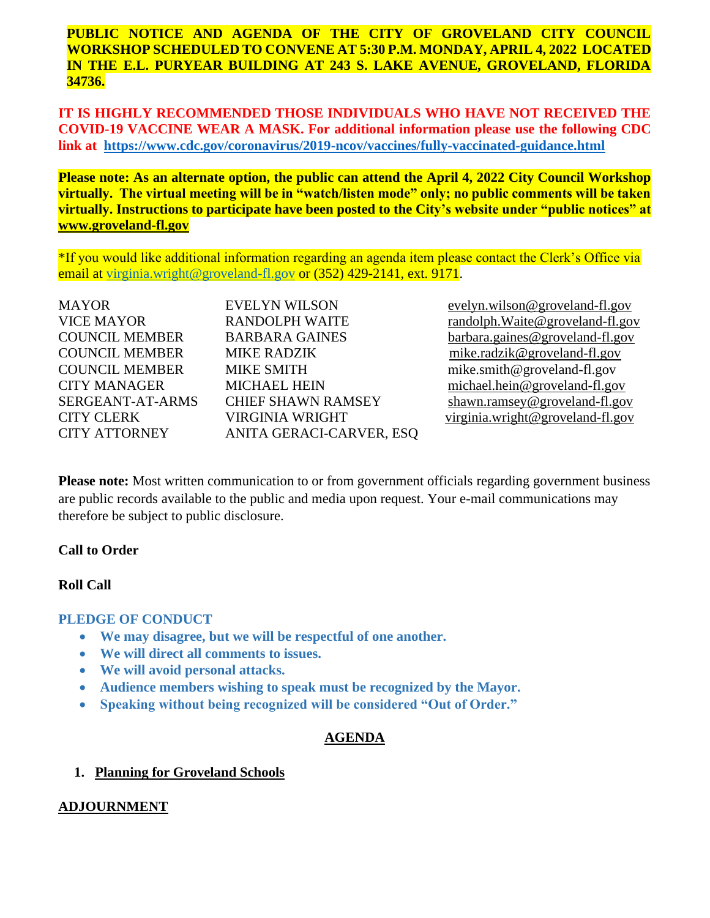**PUBLIC NOTICE AND AGENDA OF THE CITY OF GROVELAND CITY COUNCIL WORKSHOP SCHEDULED TO CONVENE AT 5:30 P.M. MONDAY, APRIL 4, 2022 LOCATED IN THE E.L. PURYEAR BUILDING AT 243 S. LAKE AVENUE, GROVELAND, FLORIDA 34736.**

**IT IS HIGHLY RECOMMENDED THOSE INDIVIDUALS WHO HAVE NOT RECEIVED THE COVID-19 VACCINE WEAR A MASK. For additional information please use the following CDC link at https://www.cdc.gov/coronavirus/2019-ncov/vaccines/fully-vaccinated-guidance.html**

**Please note: As an alternate option, the public can attend the April 4, 2022 City Council Workshop virtually. The virtual meeting will be in "watch/listen mode" only; no public comments will be taken virtually. Instructions to participate have been posted to the City's website under "public notices" at www.groveland-fl.gov**

*If you would like additional information regarding an agenda item please contact the Clerk's Office via email at virginia.wright@groveland-fl.gov or (352) 429-2141, ext. 9171.

| | | |
|---|---|---|
| MAYOR | EVELYN WILSON | evelyn.wilson@groveland-fl.gov |
| VICE MAYOR | RANDOLPH WAITE | randolph.Waite@groveland-fl.gov |
| COUNCIL MEMBER | BARBARA GAINES | barbara.gaines@groveland-fl.gov |
| COUNCIL MEMBER | MIKE RADZIK | mike.radzik@groveland-fl.gov |
| COUNCIL MEMBER | MIKE SMITH | mike.smith@groveland-fl.gov |
| CITY MANAGER | MICHAEL HEIN | michael.hein@groveland-fl.gov |
| SERGEANT-AT-ARMS | CHIEF SHAWN RAMSEY | shawn.ramsey@groveland-fl.gov |
| CITY CLERK | VIRGINIA WRIGHT | virginia.wright@groveland-fl.gov |
| CITY ATTORNEY | ANITA GERACI-CARVER, ESQ | |

**Please note:** Most written communication to or from government officials regarding government business are public records available to the public and media upon request. Your e-mail communications may therefore be subject to public disclosure.

**Call to Order**

**Roll Call**

**PLEDGE OF CONDUCT**

- **We may disagree, but we will be respectful of one another.**
- **We will direct all comments to issues.**
- **We will avoid personal attacks.**
- **Audience members wishing to speak must be recognized by the Mayor.**
- **Speaking without being recognized will be considered "Out of Order."**

## AGENDA

1. **Planning for Groveland Schools**

**ADJOURNMENT**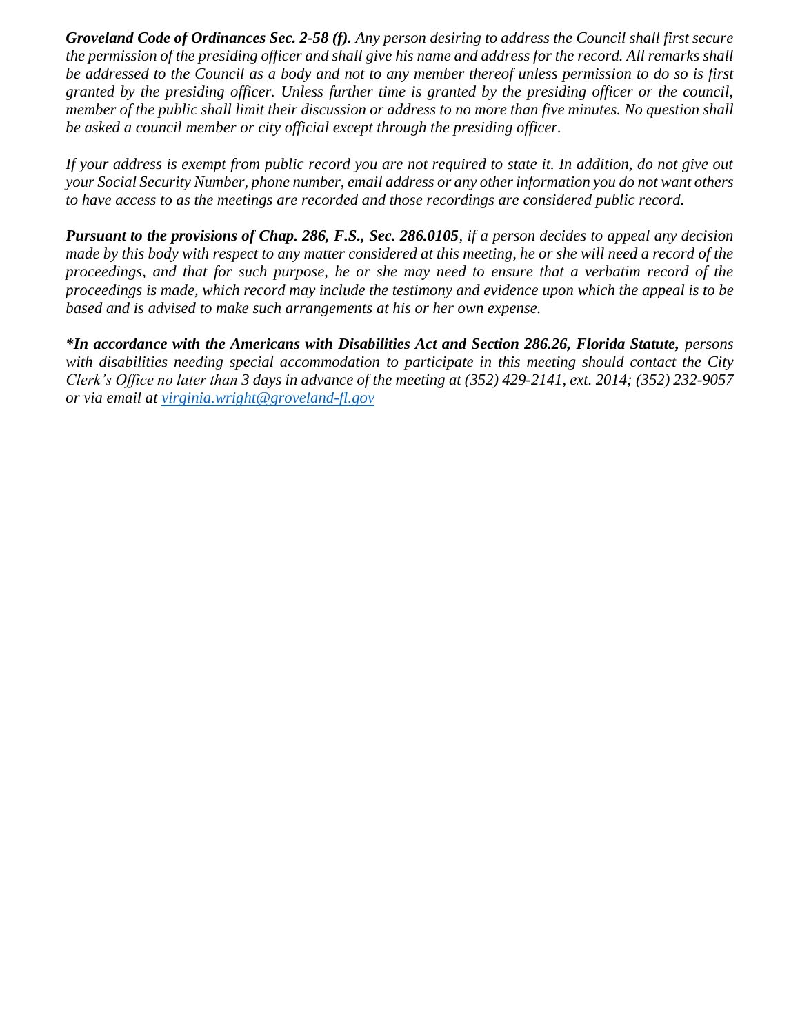***Groveland Code of Ordinances Sec. 2-58 (f).*** *Any person desiring to address the Council shall first secure the permission of the presiding officer and shall give his name and address for the record. All remarks shall be addressed to the Council as a body and not to any member thereof unless permission to do so is first granted by the presiding officer. Unless further time is granted by the presiding officer or the council, member of the public shall limit their discussion or address to no more than five minutes. No question shall be asked a council member or city official except through the presiding officer.*

*If your address is exempt from public record you are not required to state it. In addition, do not give out your Social Security Number, phone number, email address or any other information you do not want others to have access to as the meetings are recorded and those recordings are considered public record.*

***Pursuant to the provisions of Chap. 286, F.S., Sec. 286.0105****, if a person decides to appeal any decision made by this body with respect to any matter considered at this meeting, he or she will need a record of the proceedings, and that for such purpose, he or she may need to ensure that a verbatim record of the proceedings is made, which record may include the testimony and evidence upon which the appeal is to be based and is advised to make such arrangements at his or her own expense.*

***\*In accordance with the Americans with Disabilities Act and Section 286.26, Florida Statute,*** *persons with disabilities needing special accommodation to participate in this meeting should contact the City Clerk's Office no later than 3 days in advance of the meeting at (352) 429-2141, ext. 2014; (352) 232-9057 or via email at [virginia.wright@groveland-fl.gov](mailto:virginia.wright@groveland-fl.gov)*